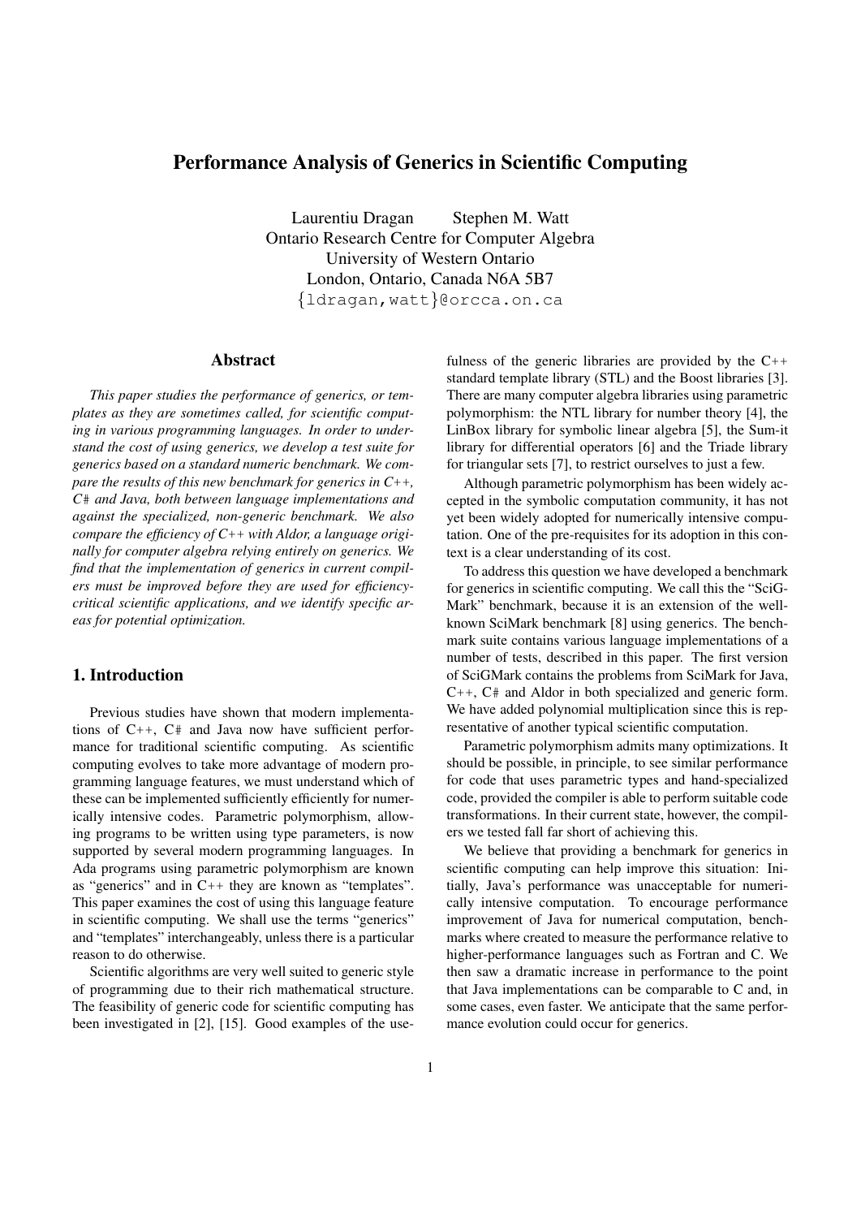# Performance Analysis of Generics in Scientific Computing

Laurentiu Dragan  Stephen M. Watt
Ontario Research Centre for Computer Algebra
University of Western Ontario
London, Ontario, Canada N6A 5B7
{ldragan,watt}@orcca.on.ca

## Abstract

*This paper studies the performance of generics, or templates as they are sometimes called, for scientific computing in various programming languages. In order to understand the cost of using generics, we develop a test suite for generics based on a standard numeric benchmark. We compare the results of this new benchmark for generics in C++, C# and Java, both between language implementations and against the specialized, non-generic benchmark. We also compare the efficiency of C++ with Aldor, a language originally for computer algebra relying entirely on generics. We find that the implementation of generics in current compilers must be improved before they are used for efficiency-critical scientific applications, and we identify specific areas for potential optimization.*

## 1. Introduction

Previous studies have shown that modern implementations of C++, C# and Java now have sufficient performance for traditional scientific computing. As scientific computing evolves to take more advantage of modern programming language features, we must understand which of these can be implemented sufficiently efficiently for numerically intensive codes. Parametric polymorphism, allowing programs to be written using type parameters, is now supported by several modern programming languages. In Ada programs using parametric polymorphism are known as "generics" and in C++ they are known as "templates". This paper examines the cost of using this language feature in scientific computing. We shall use the terms "generics" and "templates" interchangeably, unless there is a particular reason to do otherwise.

Scientific algorithms are very well suited to generic style of programming due to their rich mathematical structure. The feasibility of generic code for scientific computing has been investigated in [2], [15]. Good examples of the usefulness of the generic libraries are provided by the C++ standard template library (STL) and the Boost libraries [3]. There are many computer algebra libraries using parametric polymorphism: the NTL library for number theory [4], the LinBox library for symbolic linear algebra [5], the Sum-it library for differential operators [6] and the Triade library for triangular sets [7], to restrict ourselves to just a few.

Although parametric polymorphism has been widely accepted in the symbolic computation community, it has not yet been widely adopted for numerically intensive computation. One of the pre-requisites for its adoption in this context is a clear understanding of its cost.

To address this question we have developed a benchmark for generics in scientific computing. We call this the "SciGMark" benchmark, because it is an extension of the well-known SciMark benchmark [8] using generics. The benchmark suite contains various language implementations of a number of tests, described in this paper. The first version of SciGMark contains the problems from SciMark for Java, C++, C# and Aldor in both specialized and generic form. We have added polynomial multiplication since this is representative of another typical scientific computation.

Parametric polymorphism admits many optimizations. It should be possible, in principle, to see similar performance for code that uses parametric types and hand-specialized code, provided the compiler is able to perform suitable code transformations. In their current state, however, the compilers we tested fall far short of achieving this.

We believe that providing a benchmark for generics in scientific computing can help improve this situation: Initially, Java's performance was unacceptable for numerically intensive computation. To encourage performance improvement of Java for numerical computation, benchmarks where created to measure the performance relative to higher-performance languages such as Fortran and C. We then saw a dramatic increase in performance to the point that Java implementations can be comparable to C and, in some cases, even faster. We anticipate that the same performance evolution could occur for generics.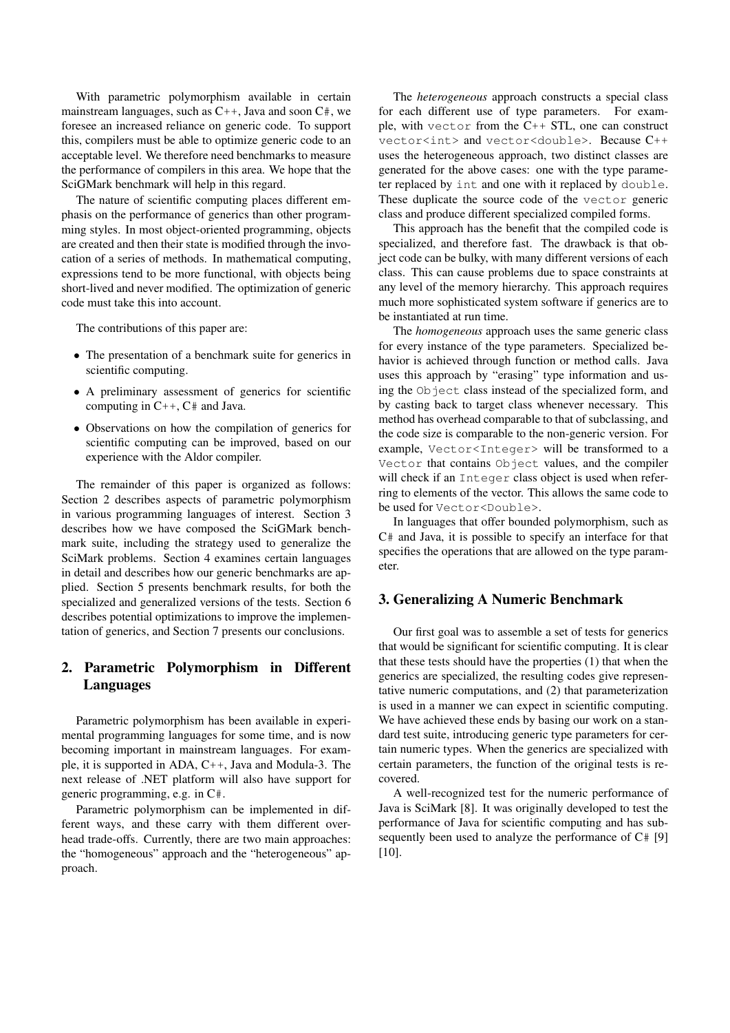With parametric polymorphism available in certain mainstream languages, such as C++, Java and soon C♯, we foresee an increased reliance on generic code. To support this, compilers must be able to optimize generic code to an acceptable level. We therefore need benchmarks to measure the performance of compilers in this area. We hope that the SciGMark benchmark will help in this regard.

The nature of scientific computing places different emphasis on the performance of generics than other programming styles. In most object-oriented programming, objects are created and then their state is modified through the invocation of a series of methods. In mathematical computing, expressions tend to be more functional, with objects being short-lived and never modified. The optimization of generic code must take this into account.

The contributions of this paper are:

- The presentation of a benchmark suite for generics in scientific computing.
- A preliminary assessment of generics for scientific computing in C++, C♯ and Java.
- Observations on how the compilation of generics for scientific computing can be improved, based on our experience with the Aldor compiler.

The remainder of this paper is organized as follows: Section 2 describes aspects of parametric polymorphism in various programming languages of interest. Section 3 describes how we have composed the SciGMark benchmark suite, including the strategy used to generalize the SciMark problems. Section 4 examines certain languages in detail and describes how our generic benchmarks are applied. Section 5 presents benchmark results, for both the specialized and generalized versions of the tests. Section 6 describes potential optimizations to improve the implementation of generics, and Section 7 presents our conclusions.

## 2. Parametric Polymorphism in Different Languages

Parametric polymorphism has been available in experimental programming languages for some time, and is now becoming important in mainstream languages. For example, it is supported in ADA, C++, Java and Modula-3. The next release of .NET platform will also have support for generic programming, e.g. in C♯.

Parametric polymorphism can be implemented in different ways, and these carry with them different overhead trade-offs. Currently, there are two main approaches: the "homogeneous" approach and the "heterogeneous" approach.

The *heterogeneous* approach constructs a special class for each different use of type parameters. For example, with `vector` from the C++ STL, one can construct `vector<int>` and `vector<double>`. Because C++ uses the heterogeneous approach, two distinct classes are generated for the above cases: one with the type parameter replaced by `int` and one with it replaced by `double`. These duplicate the source code of the `vector` generic class and produce different specialized compiled forms.

This approach has the benefit that the compiled code is specialized, and therefore fast. The drawback is that object code can be bulky, with many different versions of each class. This can cause problems due to space constraints at any level of the memory hierarchy. This approach requires much more sophisticated system software if generics are to be instantiated at run time.

The *homogeneous* approach uses the same generic class for every instance of the type parameters. Specialized behavior is achieved through function or method calls. Java uses this approach by "erasing" type information and using the `Object` class instead of the specialized form, and by casting back to target class whenever necessary. This method has overhead comparable to that of subclassing, and the code size is comparable to the non-generic version. For example, `Vector<Integer>` will be transformed to a `Vector` that contains `Object` values, and the compiler will check if an `Integer` class object is used when referring to elements of the vector. This allows the same code to be used for `Vector<Double>`.

In languages that offer bounded polymorphism, such as C♯ and Java, it is possible to specify an interface for that specifies the operations that are allowed on the type parameter.

## 3. Generalizing A Numeric Benchmark

Our first goal was to assemble a set of tests for generics that would be significant for scientific computing. It is clear that these tests should have the properties (1) that when the generics are specialized, the resulting codes give representative numeric computations, and (2) that parameterization is used in a manner we can expect in scientific computing. We have achieved these ends by basing our work on a standard test suite, introducing generic type parameters for certain numeric types. When the generics are specialized with certain parameters, the function of the original tests is recovered.

A well-recognized test for the numeric performance of Java is SciMark [8]. It was originally developed to test the performance of Java for scientific computing and has subsequently been used to analyze the performance of C♯ [9] [10].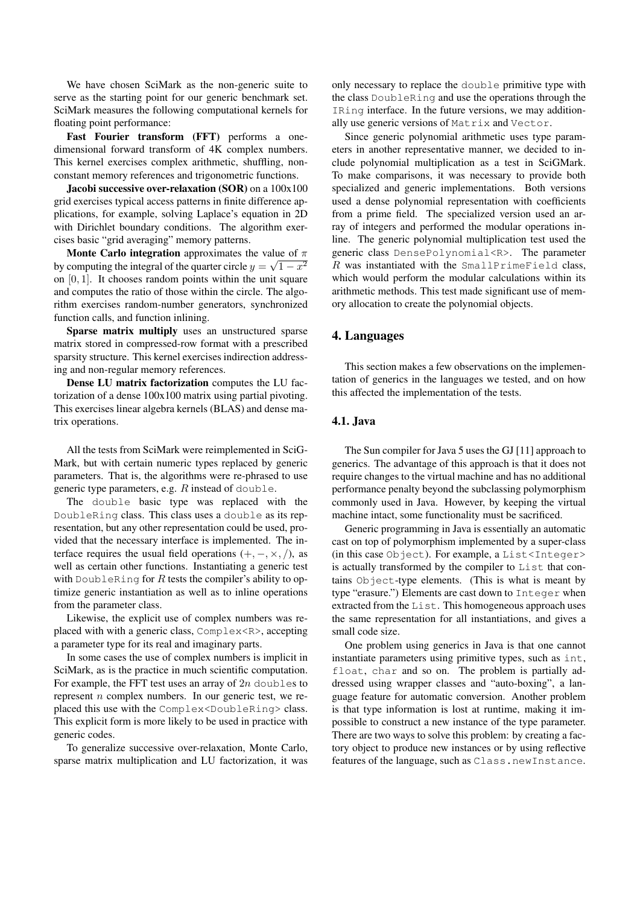We have chosen SciMark as the non-generic suite to serve as the starting point for our generic benchmark set. SciMark measures the following computational kernels for floating point performance:

**Fast Fourier transform (FFT)** performs a one-dimensional forward transform of 4K complex numbers. This kernel exercises complex arithmetic, shuffling, non-constant memory references and trigonometric functions.

**Jacobi successive over-relaxation (SOR)** on a 100x100 grid exercises typical access patterns in finite difference applications, for example, solving Laplace's equation in 2D with Dirichlet boundary conditions. The algorithm exercises basic "grid averaging" memory patterns.

**Monte Carlo integration** approximates the value of $\pi$ by computing the integral of the quarter circle $y = \sqrt{1-x^2}$ on $[0, 1]$. It chooses random points within the unit square and computes the ratio of those within the circle. The algorithm exercises random-number generators, synchronized function calls, and function inlining.

**Sparse matrix multiply** uses an unstructured sparse matrix stored in compressed-row format with a prescribed sparsity structure. This kernel exercises indirection addressing and non-regular memory references.

**Dense LU matrix factorization** computes the LU factorization of a dense 100x100 matrix using partial pivoting. This exercises linear algebra kernels (BLAS) and dense matrix operations.

All the tests from SciMark were reimplemented in SciGMark, but with certain numeric types replaced by generic parameters. That is, the algorithms were re-phrased to use generic type parameters, e.g. $R$ instead of `double`.

The `double` basic type was replaced with the `DoubleRing` class. This class uses a `double` as its representation, but any other representation could be used, provided that the necessary interface is implemented. The interface requires the usual field operations $(+, -, \times, /)$, as well as certain other functions. Instantiating a generic test with `DoubleRing` for $R$ tests the compiler's ability to optimize generic instantiation as well as to inline operations from the parameter class.

Likewise, the explicit use of complex numbers was replaced with with a generic class, `Complex<R>`, accepting a parameter type for its real and imaginary parts.

In some cases the use of complex numbers is implicit in SciMark, as is the practice in much scientific computation. For example, the FFT test uses an array of $2n$ `double`s to represent $n$ complex numbers. In our generic test, we replaced this use with the `Complex<DoubleRing>` class. This explicit form is more likely to be used in practice with generic codes.

To generalize successive over-relaxation, Monte Carlo, sparse matrix multiplication and LU factorization, it was only necessary to replace the `double` primitive type with the class `DoubleRing` and use the operations through the `IRing` interface. In the future versions, we may additionally use generic versions of `Matrix` and `Vector`.

Since generic polynomial arithmetic uses type parameters in another representative manner, we decided to include polynomial multiplication as a test in SciGMark. To make comparisons, it was necessary to provide both specialized and generic implementations. Both versions used a dense polynomial representation with coefficients from a prime field. The specialized version used an array of integers and performed the modular operations inline. The generic polynomial multiplication test used the generic class `DensePolynomial<R>`. The parameter $R$ was instantiated with the `SmallPrimeField` class, which would perform the modular calculations within its arithmetic methods. This test made significant use of memory allocation to create the polynomial objects.

## 4. Languages

This section makes a few observations on the implementation of generics in the languages we tested, and on how this affected the implementation of the tests.

### 4.1. Java

The Sun compiler for Java 5 uses the GJ [11] approach to generics. The advantage of this approach is that it does not require changes to the virtual machine and has no additional performance penalty beyond the subclassing polymorphism commonly used in Java. However, by keeping the virtual machine intact, some functionality must be sacrificed.

Generic programming in Java is essentially an automatic cast on top of polymorphism implemented by a super-class (in this case `Object`). For example, a `List<Integer>` is actually transformed by the compiler to `List` that contains `Object`-type elements. (This is what is meant by type "erasure.") Elements are cast down to `Integer` when extracted from the `List`. This homogeneous approach uses the same representation for all instantiations, and gives a small code size.

One problem using generics in Java is that one cannot instantiate parameters using primitive types, such as `int`, `float`, `char` and so on. The problem is partially addressed using wrapper classes and "auto-boxing", a language feature for automatic conversion. Another problem is that type information is lost at runtime, making it impossible to construct a new instance of the type parameter. There are two ways to solve this problem: by creating a factory object to produce new instances or by using reflective features of the language, such as `Class.newInstance`.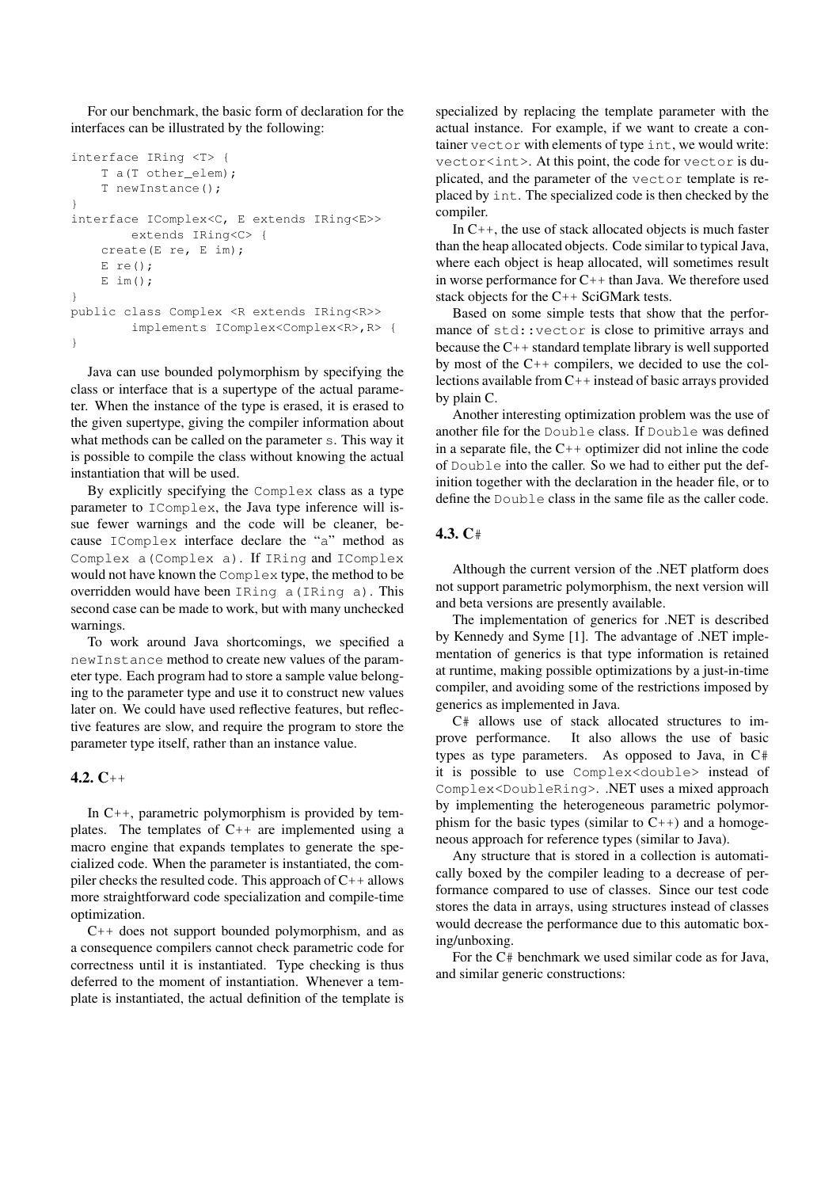For our benchmark, the basic form of declaration for the interfaces can be illustrated by the following:

```
interface IRing <T> {
    T a(T other_elem);
    T newInstance();
}
interface IComplex<C, E extends IRing<E>>
        extends IRing<C> {
    create(E re, E im);
    E re();
    E im();
}
public class Complex <R extends IRing<R>>
        implements IComplex<Complex<R>,R> {
}
```

Java can use bounded polymorphism by specifying the class or interface that is a supertype of the actual parameter. When the instance of the type is erased, it is erased to the given supertype, giving the compiler information about what methods can be called on the parameter `s`. This way it is possible to compile the class without knowing the actual instantiation that will be used.

By explicitly specifying the `Complex` class as a type parameter to `IComplex`, the Java type inference will issue fewer warnings and the code will be cleaner, because `IComplex` interface declare the "`a`" method as `Complex a(Complex a)`. If `IRing` and `IComplex` would not have known the `Complex` type, the method to be overridden would have been `IRing a(IRing a)`. This second case can be made to work, but with many unchecked warnings.

To work around Java shortcomings, we specified a `newInstance` method to create new values of the parameter type. Each program had to store a sample value belonging to the parameter type and use it to construct new values later on. We could have used reflective features, but reflective features are slow, and require the program to store the parameter type itself, rather than an instance value.

## 4.2. C++

In C++, parametric polymorphism is provided by templates. The templates of C++ are implemented using a macro engine that expands templates to generate the specialized code. When the parameter is instantiated, the compiler checks the resulted code. This approach of C++ allows more straightforward code specialization and compile-time optimization.

C++ does not support bounded polymorphism, and as a consequence compilers cannot check parametric code for correctness until it is instantiated. Type checking is thus deferred to the moment of instantiation. Whenever a template is instantiated, the actual definition of the template is specialized by replacing the template parameter with the actual instance. For example, if we want to create a container `vector` with elements of type `int`, we would write: `vector<int>`. At this point, the code for `vector` is duplicated, and the parameter of the `vector` template is replaced by `int`. The specialized code is then checked by the compiler.

In C++, the use of stack allocated objects is much faster than the heap allocated objects. Code similar to typical Java, where each object is heap allocated, will sometimes result in worse performance for C++ than Java. We therefore used stack objects for the C++ SciGMark tests.

Based on some simple tests that show that the performance of `std::vector` is close to primitive arrays and because the C++ standard template library is well supported by most of the C++ compilers, we decided to use the collections available from C++ instead of basic arrays provided by plain C.

Another interesting optimization problem was the use of another file for the `Double` class. If `Double` was defined in a separate file, the C++ optimizer did not inline the code of `Double` into the caller. So we had to either put the definition together with the declaration in the header file, or to define the `Double` class in the same file as the caller code.

## 4.3. C#

Although the current version of the .NET platform does not support parametric polymorphism, the next version will and beta versions are presently available.

The implementation of generics for .NET is described by Kennedy and Syme [1]. The advantage of .NET implementation of generics is that type information is retained at runtime, making possible optimizations by a just-in-time compiler, and avoiding some of the restrictions imposed by generics as implemented in Java.

C# allows use of stack allocated structures to improve performance. It also allows the use of basic types as type parameters. As opposed to Java, in C# it is possible to use `Complex<double>` instead of `Complex<DoubleRing>`. .NET uses a mixed approach by implementing the heterogeneous parametric polymorphism for the basic types (similar to C++) and a homogeneous approach for reference types (similar to Java).

Any structure that is stored in a collection is automatically boxed by the compiler leading to a decrease of performance compared to use of classes. Since our test code stores the data in arrays, using structures instead of classes would decrease the performance due to this automatic boxing/unboxing.

For the C# benchmark we used similar code as for Java, and similar generic constructions: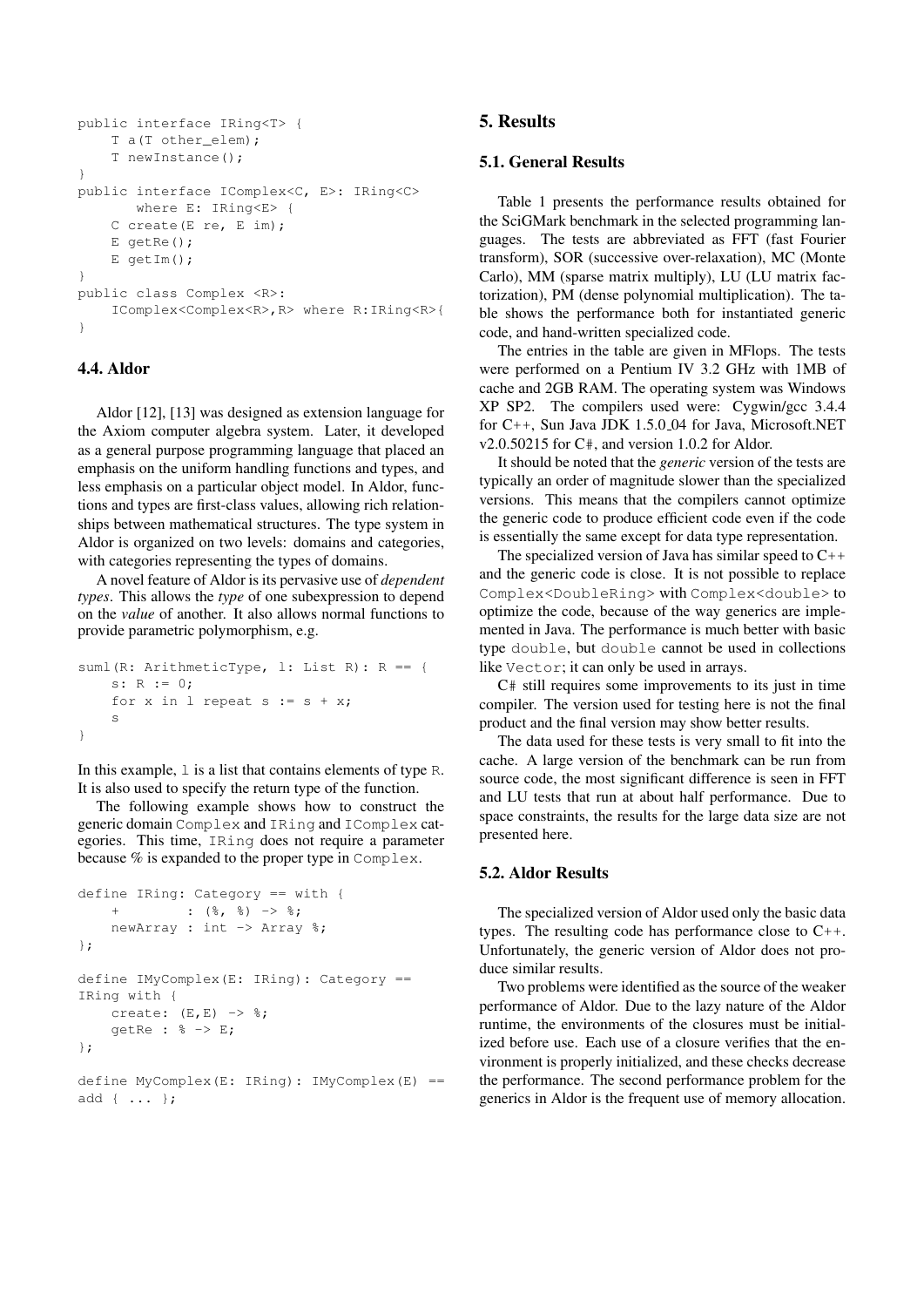```
public interface IRing<T> {
    T a(T other_elem);
    T newInstance();
}
public interface IComplex<C, E>: IRing<C>
       where E: IRing<E> {
    C create(E re, E im);
    E getRe();
    E getIm();
}
public class Complex <R>:
    IComplex<Complex<R>,R> where R:IRing<R>{
}
```

### 4.4. Aldor

Aldor [12], [13] was designed as extension language for the Axiom computer algebra system. Later, it developed as a general purpose programming language that placed an emphasis on the uniform handling functions and types, and less emphasis on a particular object model. In Aldor, functions and types are first-class values, allowing rich relationships between mathematical structures. The type system in Aldor is organized on two levels: domains and categories, with categories representing the types of domains.

A novel feature of Aldor is its pervasive use of *dependent types*. This allows the *type* of one subexpression to depend on the *value* of another. It also allows normal functions to provide parametric polymorphism, e.g.

```
suml(R: ArithmeticType, l: List R): R == {
    s: R := 0;
    for x in l repeat s := s + x;
    s
}
```

In this example, `l` is a list that contains elements of type `R`. It is also used to specify the return type of the function.

The following example shows how to construct the generic domain `Complex` and `IRing` and `IComplex` categories. This time, `IRing` does not require a parameter because % is expanded to the proper type in `Complex`.

```
define IRing: Category == with {
    +          : (%, %) -> %;
    newArray : int -> Array %;
};

define IMyComplex(E: IRing): Category ==
IRing with {
    create: (E,E) -> %;
    getRe : % -> E;
};

define MyComplex(E: IRing): IMyComplex(E) ==
add { ... };
```

## 5. Results

### 5.1. General Results

Table 1 presents the performance results obtained for the SciGMark benchmark in the selected programming languages. The tests are abbreviated as FFT (fast Fourier transform), SOR (successive over-relaxation), MC (Monte Carlo), MM (sparse matrix multiply), LU (LU matrix factorization), PM (dense polynomial multiplication). The table shows the performance both for instantiated generic code, and hand-written specialized code.

The entries in the table are given in MFlops. The tests were performed on a Pentium IV 3.2 GHz with 1MB of cache and 2GB RAM. The operating system was Windows XP SP2. The compilers used were: Cygwin/gcc 3.4.4 for C++, Sun Java JDK 1.5.0_04 for Java, Microsoft.NET v2.0.50215 for C#, and version 1.0.2 for Aldor.

It should be noted that the *generic* version of the tests are typically an order of magnitude slower than the specialized versions. This means that the compilers cannot optimize the generic code to produce efficient code even if the code is essentially the same except for data type representation.

The specialized version of Java has similar speed to C++ and the generic code is close. It is not possible to replace `Complex<DoubleRing>` with `Complex<double>` to optimize the code, because of the way generics are implemented in Java. The performance is much better with basic type `double`, but `double` cannot be used in collections like `Vector`; it can only be used in arrays.

C# still requires some improvements to its just in time compiler. The version used for testing here is not the final product and the final version may show better results.

The data used for these tests is very small to fit into the cache. A large version of the benchmark can be run from source code, the most significant difference is seen in FFT and LU tests that run at about half performance. Due to space constraints, the results for the large data size are not presented here.

### 5.2. Aldor Results

The specialized version of Aldor used only the basic data types. The resulting code has performance close to C++. Unfortunately, the generic version of Aldor does not produce similar results.

Two problems were identified as the source of the weaker performance of Aldor. Due to the lazy nature of the Aldor runtime, the environments of the closures must be initialized before use. Each use of a closure verifies that the environment is properly initialized, and these checks decrease the performance. The second performance problem for the generics in Aldor is the frequent use of memory allocation.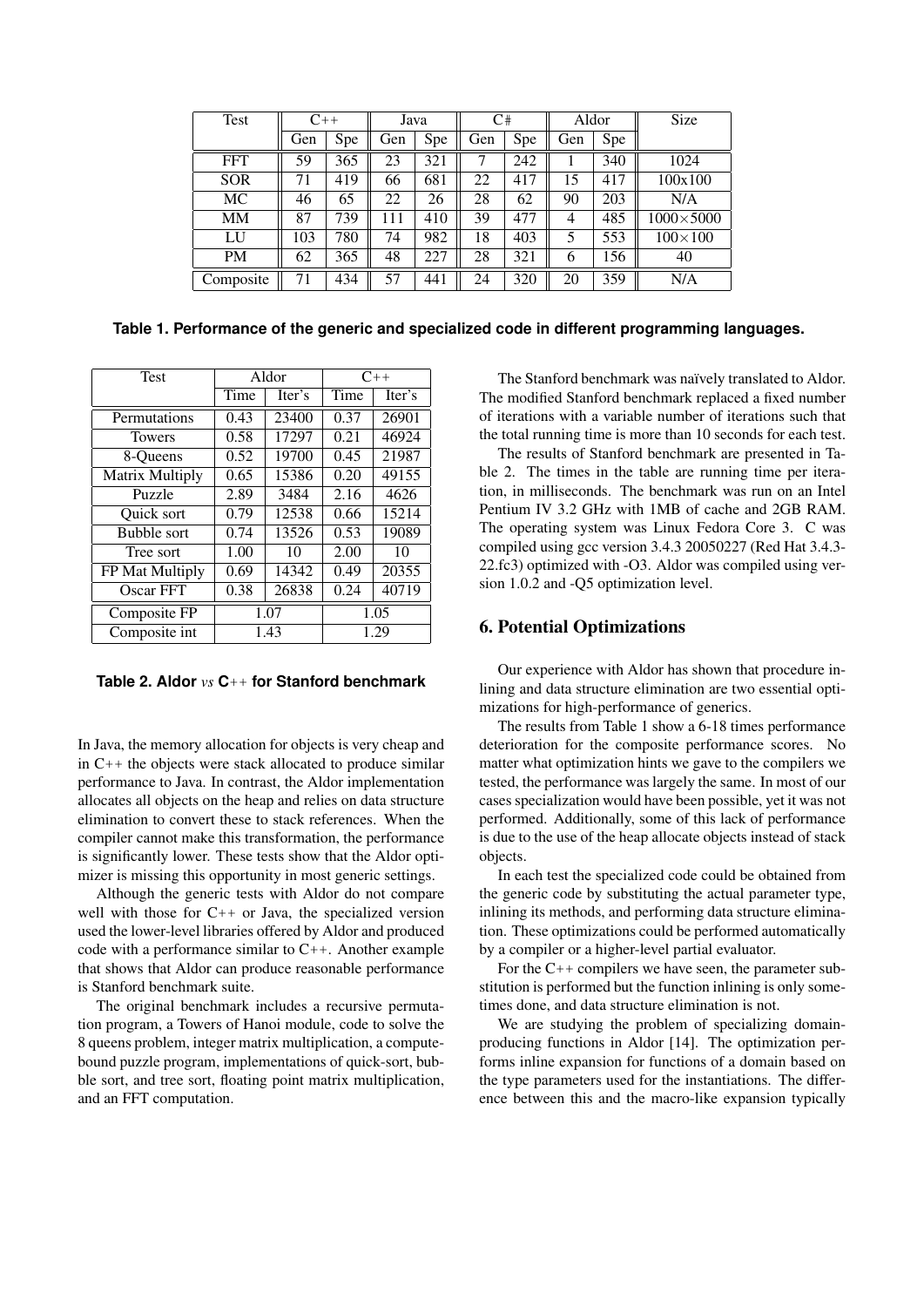| Test | C++ | | Java | | C# | | Aldor | | Size |
|---|---|---|---|---|---|---|---|---|---|
| | Gen | Spe | Gen | Spe | Gen | Spe | Gen | Spe | |
| FFT | 59 | 365 | 23 | 321 | 7 | 242 | 1 | 340 | 1024 |
| SOR | 71 | 419 | 66 | 681 | 22 | 417 | 15 | 417 | 100x100 |
| MC | 46 | 65 | 22 | 26 | 28 | 62 | 90 | 203 | N/A |
| MM | 87 | 739 | 111 | 410 | 39 | 477 | 4 | 485 | 1000×5000 |
| LU | 103 | 780 | 74 | 982 | 18 | 403 | 5 | 553 | 100×100 |
| PM | 62 | 365 | 48 | 227 | 28 | 321 | 6 | 156 | 40 |
| Composite | 71 | 434 | 57 | 441 | 24 | 320 | 20 | 359 | N/A |

**Table 1. Performance of the generic and specialized code in different programming languages.**

| Test | Aldor | | C++ | |
|---|---|---|---|---|
| | Time | Iter's | Time | Iter's |
| Permutations | 0.43 | 23400 | 0.37 | 26901 |
| Towers | 0.58 | 17297 | 0.21 | 46924 |
| 8-Queens | 0.52 | 19700 | 0.45 | 21987 |
| Matrix Multiply | 0.65 | 15386 | 0.20 | 49155 |
| Puzzle | 2.89 | 3484 | 2.16 | 4626 |
| Quick sort | 0.79 | 12538 | 0.66 | 15214 |
| Bubble sort | 0.74 | 13526 | 0.53 | 19089 |
| Tree sort | 1.00 | 10 | 2.00 | 10 |
| FP Mat Multiply | 0.69 | 14342 | 0.49 | 20355 |
| Oscar FFT | 0.38 | 26838 | 0.24 | 40719 |
| Composite FP | 1.07 | | 1.05 | |
| Composite int | 1.43 | | 1.29 | |

**Table 2. Aldor *vs* C++ for Stanford benchmark**

In Java, the memory allocation for objects is very cheap and in C++ the objects were stack allocated to produce similar performance to Java. In contrast, the Aldor implementation allocates all objects on the heap and relies on data structure elimination to convert these to stack references. When the compiler cannot make this transformation, the performance is significantly lower. These tests show that the Aldor optimizer is missing this opportunity in most generic settings.

Although the generic tests with Aldor do not compare well with those for C++ or Java, the specialized version used the lower-level libraries offered by Aldor and produced code with a performance similar to C++. Another example that shows that Aldor can produce reasonable performance is Stanford benchmark suite.

The original benchmark includes a recursive permutation program, a Towers of Hanoi module, code to solve the 8 queens problem, integer matrix multiplication, a compute-bound puzzle program, implementations of quick-sort, bubble sort, and tree sort, floating point matrix multiplication, and an FFT computation.

The Stanford benchmark was naïvely translated to Aldor. The modified Stanford benchmark replaced a fixed number of iterations with a variable number of iterations such that the total running time is more than 10 seconds for each test.

The results of Stanford benchmark are presented in Table 2. The times in the table are running time per iteration, in milliseconds. The benchmark was run on an Intel Pentium IV 3.2 GHz with 1MB of cache and 2GB RAM. The operating system was Linux Fedora Core 3. C was compiled using gcc version 3.4.3 20050227 (Red Hat 3.4.3-22.fc3) optimized with -O3. Aldor was compiled using version 1.0.2 and -Q5 optimization level.

## 6. Potential Optimizations

Our experience with Aldor has shown that procedure inlining and data structure elimination are two essential optimizations for high-performance of generics.

The results from Table 1 show a 6-18 times performance deterioration for the composite performance scores. No matter what optimization hints we gave to the compilers we tested, the performance was largely the same. In most of our cases specialization would have been possible, yet it was not performed. Additionally, some of this lack of performance is due to the use of the heap allocate objects instead of stack objects.

In each test the specialized code could be obtained from the generic code by substituting the actual parameter type, inlining its methods, and performing data structure elimination. These optimizations could be performed automatically by a compiler or a higher-level partial evaluator.

For the C++ compilers we have seen, the parameter substitution is performed but the function inlining is only sometimes done, and data structure elimination is not.

We are studying the problem of specializing domain-producing functions in Aldor [14]. The optimization performs inline expansion for functions of a domain based on the type parameters used for the instantiations. The difference between this and the macro-like expansion typically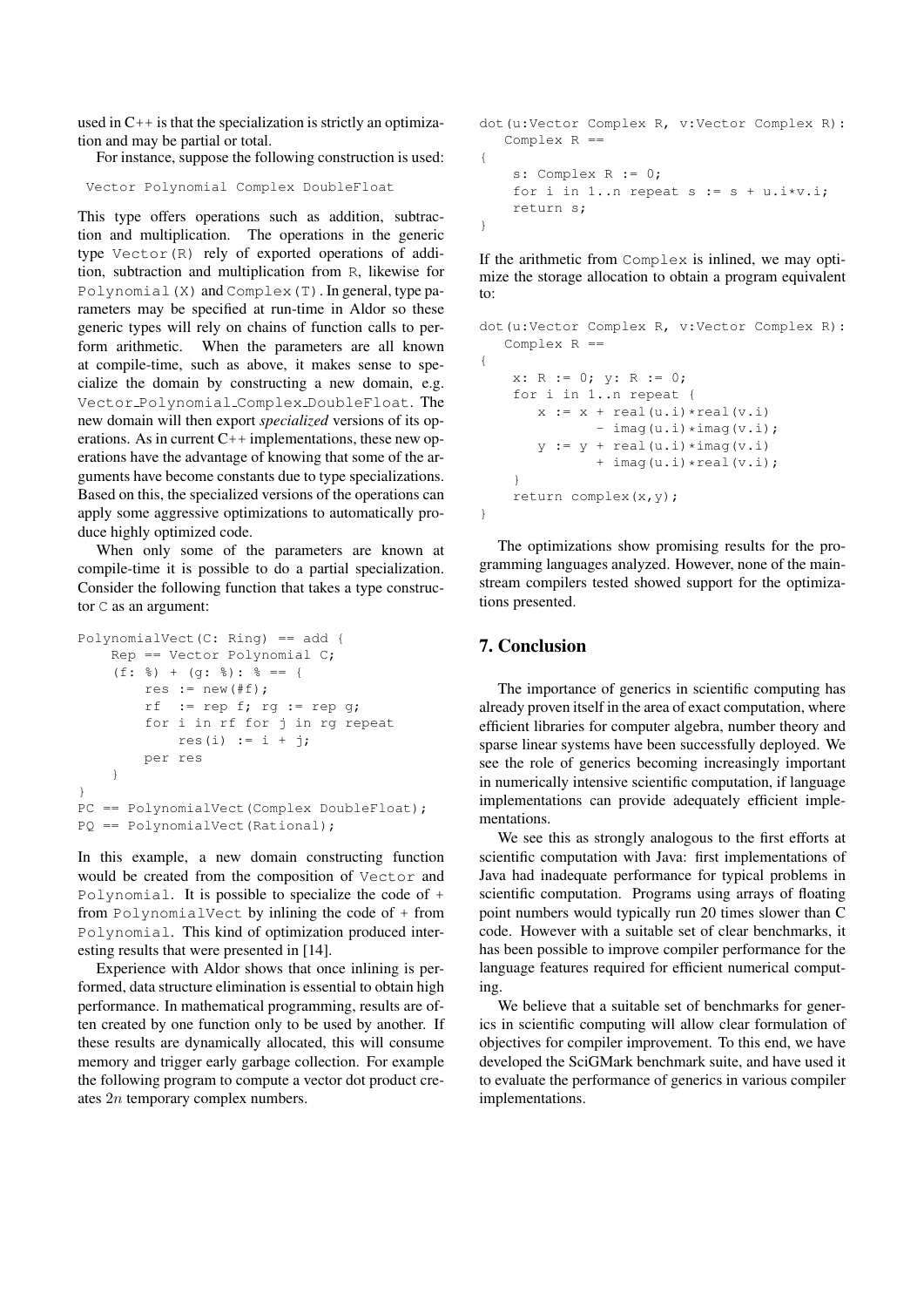used in C++ is that the specialization is strictly an optimization and may be partial or total.

For instance, suppose the following construction is used:

```
Vector Polynomial Complex DoubleFloat
```

This type offers operations such as addition, subtraction and multiplication. The operations in the generic type `Vector(R)` rely of exported operations of addition, subtraction and multiplication from `R`, likewise for `Polynomial(X)` and `Complex(T)`. In general, type parameters may be specified at run-time in Aldor so these generic types will rely on chains of function calls to perform arithmetic. When the parameters are all known at compile-time, such as above, it makes sense to specialize the domain by constructing a new domain, e.g. `Vector_Polynomial_Complex_DoubleFloat`. The new domain will then export *specialized* versions of its operations. As in current C++ implementations, these new operations have the advantage of knowing that some of the arguments have become constants due to type specializations. Based on this, the specialized versions of the operations can apply some aggressive optimizations to automatically produce highly optimized code.

When only some of the parameters are known at compile-time it is possible to do a partial specialization. Consider the following function that takes a type constructor `C` as an argument:

```
PolynomialVect(C: Ring) == add {
    Rep == Vector Polynomial C;
    (f: %) + (g: %): % == {
        res := new(#f);
        rf  := rep f; rg := rep g;
        for i in rf for j in rg repeat
            res(i) := i + j;
        per res
    }
}
PC == PolynomialVect(Complex DoubleFloat);
PQ == PolynomialVect(Rational);
```

In this example, a new domain constructing function would be created from the composition of `Vector` and `Polynomial`. It is possible to specialize the code of `+` from `PolynomialVect` by inlining the code of `+` from `Polynomial`. This kind of optimization produced interesting results that were presented in [14].

Experience with Aldor shows that once inlining is performed, data structure elimination is essential to obtain high performance. In mathematical programming, results are often created by one function only to be used by another. If these results are dynamically allocated, this will consume memory and trigger early garbage collection. For example the following program to compute a vector dot product creates $2n$ temporary complex numbers.

```
dot(u:Vector Complex R, v:Vector Complex R):
   Complex R ==
{
    s: Complex R := 0;
    for i in 1..n repeat s := s + u.i*v.i;
    return s;
}
```

If the arithmetic from `Complex` is inlined, we may optimize the storage allocation to obtain a program equivalent to:

```
dot(u:Vector Complex R, v:Vector Complex R):
   Complex R ==
{
    x: R := 0; y: R := 0;
    for i in 1..n repeat {
       x := x + real(u.i)*real(v.i)
              - imag(u.i)*imag(v.i);
       y := y + real(u.i)*imag(v.i)
              + imag(u.i)*real(v.i);
    }
    return complex(x,y);
}
```

The optimizations show promising results for the programming languages analyzed. However, none of the mainstream compilers tested showed support for the optimizations presented.

## 7. Conclusion

The importance of generics in scientific computing has already proven itself in the area of exact computation, where efficient libraries for computer algebra, number theory and sparse linear systems have been successfully deployed. We see the role of generics becoming increasingly important in numerically intensive scientific computation, if language implementations can provide adequately efficient implementations.

We see this as strongly analogous to the first efforts at scientific computation with Java: first implementations of Java had inadequate performance for typical problems in scientific computation. Programs using arrays of floating point numbers would typically run 20 times slower than C code. However with a suitable set of clear benchmarks, it has been possible to improve compiler performance for the language features required for efficient numerical computing.

We believe that a suitable set of benchmarks for generics in scientific computing will allow clear formulation of objectives for compiler improvement. To this end, we have developed the SciGMark benchmark suite, and have used it to evaluate the performance of generics in various compiler implementations.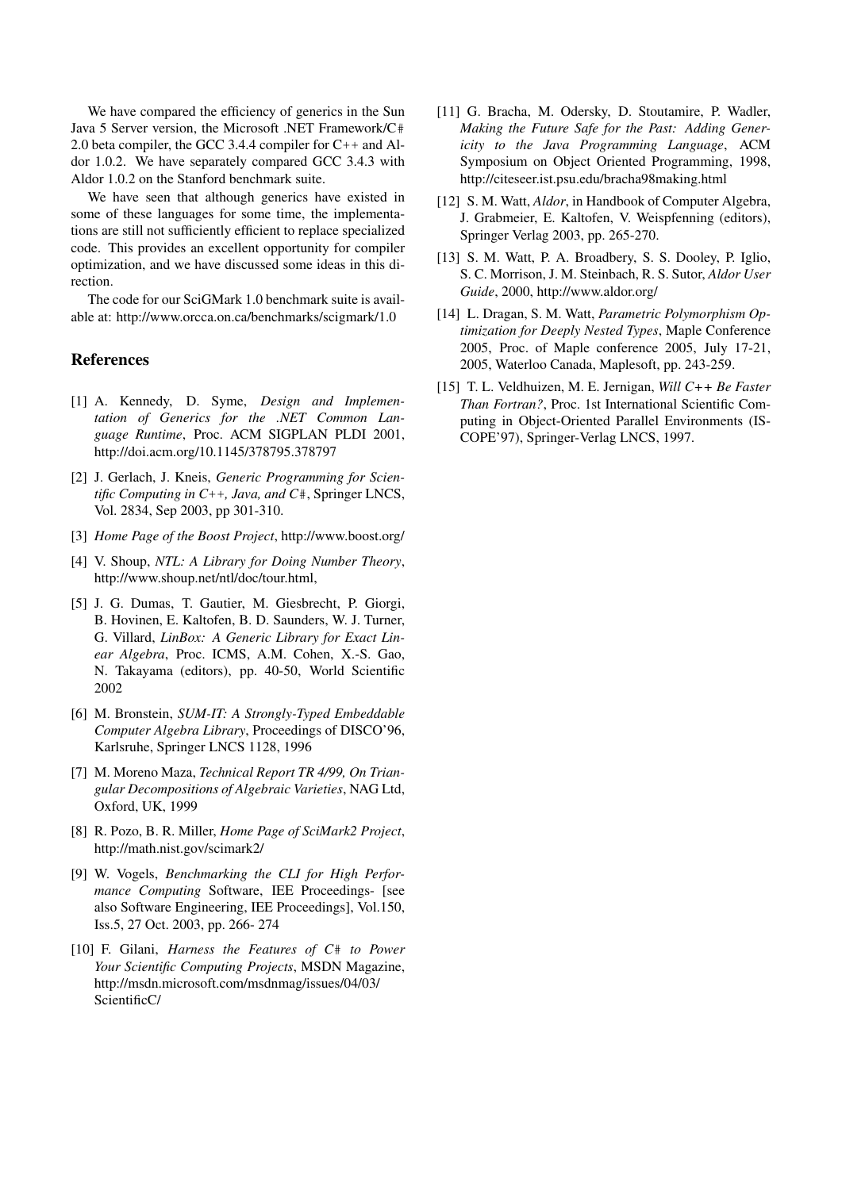We have compared the efficiency of generics in the Sun Java 5 Server version, the Microsoft .NET Framework/C♯ 2.0 beta compiler, the GCC 3.4.4 compiler for C++ and Aldor 1.0.2. We have separately compared GCC 3.4.3 with Aldor 1.0.2 on the Stanford benchmark suite.

We have seen that although generics have existed in some of these languages for some time, the implementations are still not sufficiently efficient to replace specialized code. This provides an excellent opportunity for compiler optimization, and we have discussed some ideas in this direction.

The code for our SciGMark 1.0 benchmark suite is available at: http://www.orcca.on.ca/benchmarks/scigmark/1.0

## References

[1] A. Kennedy, D. Syme, *Design and Implementation of Generics for the .NET Common Language Runtime*, Proc. ACM SIGPLAN PLDI 2001, http://doi.acm.org/10.1145/378795.378797

[2] J. Gerlach, J. Kneis, *Generic Programming for Scientific Computing in C++, Java, and C♯*, Springer LNCS, Vol. 2834, Sep 2003, pp 301-310.

[3] *Home Page of the Boost Project*, http://www.boost.org/

[4] V. Shoup, *NTL: A Library for Doing Number Theory*, http://www.shoup.net/ntl/doc/tour.html,

[5] J. G. Dumas, T. Gautier, M. Giesbrecht, P. Giorgi, B. Hovinen, E. Kaltofen, B. D. Saunders, W. J. Turner, G. Villard, *LinBox: A Generic Library for Exact Linear Algebra*, Proc. ICMS, A.M. Cohen, X.-S. Gao, N. Takayama (editors), pp. 40-50, World Scientific 2002

[6] M. Bronstein, *SUM-IT: A Strongly-Typed Embeddable Computer Algebra Library*, Proceedings of DISCO'96, Karlsruhe, Springer LNCS 1128, 1996

[7] M. Moreno Maza, *Technical Report TR 4/99, On Triangular Decompositions of Algebraic Varieties*, NAG Ltd, Oxford, UK, 1999

[8] R. Pozo, B. R. Miller, *Home Page of SciMark2 Project*, http://math.nist.gov/scimark2/

[9] W. Vogels, *Benchmarking the CLI for High Performance Computing* Software, IEE Proceedings- [see also Software Engineering, IEE Proceedings], Vol.150, Iss.5, 27 Oct. 2003, pp. 266- 274

[10] F. Gilani, *Harness the Features of C♯ to Power Your Scientific Computing Projects*, MSDN Magazine, http://msdn.microsoft.com/msdnmag/issues/04/03/ScientificC/

[11] G. Bracha, M. Odersky, D. Stoutamire, P. Wadler, *Making the Future Safe for the Past: Adding Genericity to the Java Programming Language*, ACM Symposium on Object Oriented Programming, 1998, http://citeseer.ist.psu.edu/bracha98making.html

[12] S. M. Watt, *Aldor*, in Handbook of Computer Algebra, J. Grabmeier, E. Kaltofen, V. Weispfenning (editors), Springer Verlag 2003, pp. 265-270.

[13] S. M. Watt, P. A. Broadbery, S. S. Dooley, P. Iglio, S. C. Morrison, J. M. Steinbach, R. S. Sutor, *Aldor User Guide*, 2000, http://www.aldor.org/

[14] L. Dragan, S. M. Watt, *Parametric Polymorphism Optimization for Deeply Nested Types*, Maple Conference 2005, Proc. of Maple conference 2005, July 17-21, 2005, Waterloo Canada, Maplesoft, pp. 243-259.

[15] T. L. Veldhuizen, M. E. Jernigan, *Will C++ Be Faster Than Fortran?*, Proc. 1st International Scientific Computing in Object-Oriented Parallel Environments (ISCOPE'97), Springer-Verlag LNCS, 1997.